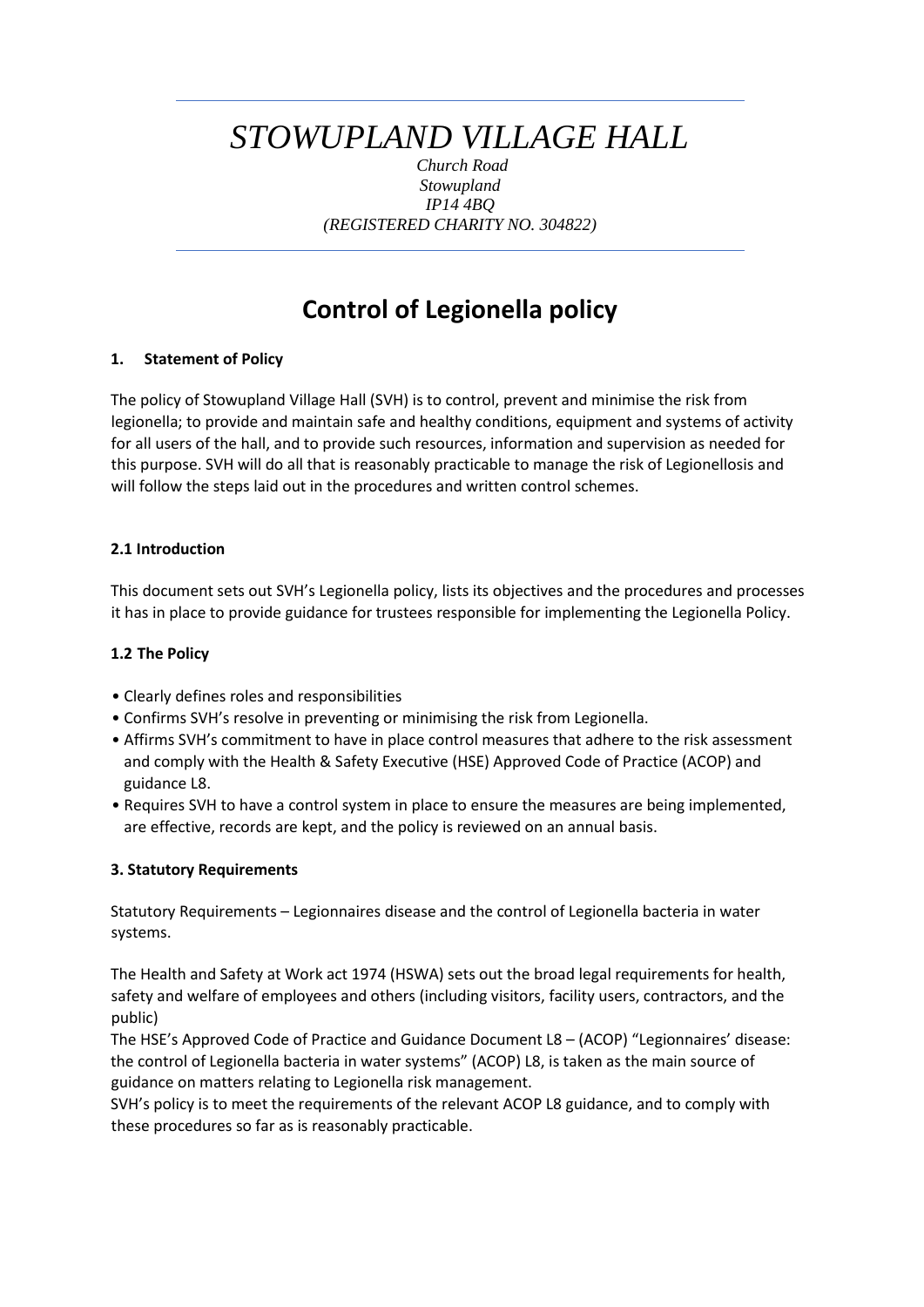# *STOWUPLAND VILLAGE HALL*

*Church Road*
*Stowupland*
*IP14 4BQ*
*(REGISTERED CHARITY NO. 304822)*

---

# Control of Legionella policy

### 1. Statement of Policy

The policy of Stowupland Village Hall (SVH) is to control, prevent and minimise the risk from legionella; to provide and maintain safe and healthy conditions, equipment and systems of activity for all users of the hall, and to provide such resources, information and supervision as needed for this purpose. SVH will do all that is reasonably practicable to manage the risk of Legionellosis and will follow the steps laid out in the procedures and written control schemes.

### 2.1 Introduction

This document sets out SVH's Legionella policy, lists its objectives and the procedures and processes it has in place to provide guidance for trustees responsible for implementing the Legionella Policy.

### 1.2 The Policy

- Clearly defines roles and responsibilities
- Confirms SVH's resolve in preventing or minimising the risk from Legionella.
- Affirms SVH's commitment to have in place control measures that adhere to the risk assessment and comply with the Health & Safety Executive (HSE) Approved Code of Practice (ACOP) and guidance L8.
- Requires SVH to have a control system in place to ensure the measures are being implemented, are effective, records are kept, and the policy is reviewed on an annual basis.

### 3. Statutory Requirements

Statutory Requirements – Legionnaires disease and the control of Legionella bacteria in water systems.

The Health and Safety at Work act 1974 (HSWA) sets out the broad legal requirements for health, safety and welfare of employees and others (including visitors, facility users, contractors, and the public)

The HSE's Approved Code of Practice and Guidance Document L8 – (ACOP) "Legionnaires' disease: the control of Legionella bacteria in water systems" (ACOP) L8, is taken as the main source of guidance on matters relating to Legionella risk management.

SVH's policy is to meet the requirements of the relevant ACOP L8 guidance, and to comply with these procedures so far as is reasonably practicable.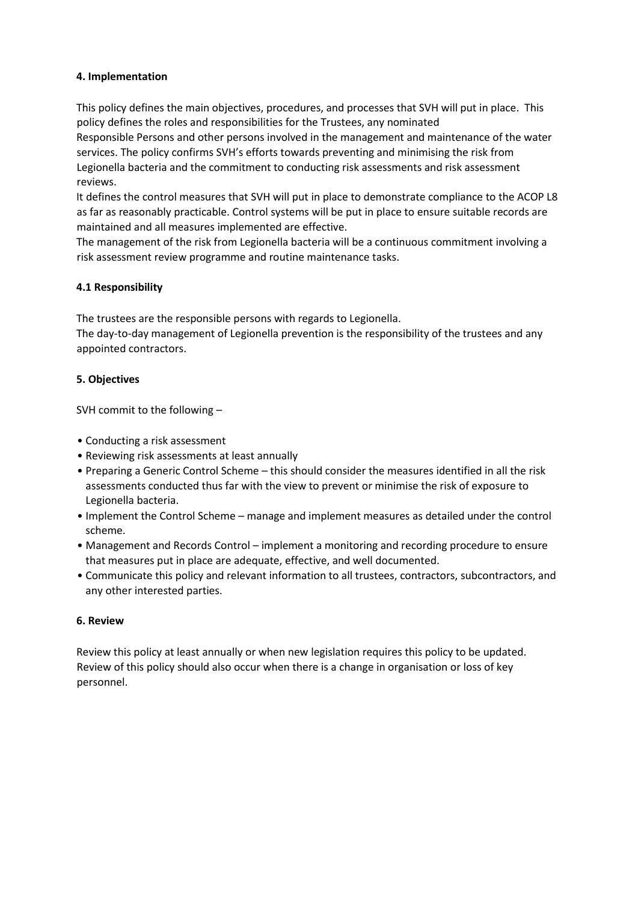#### 4. Implementation

This policy defines the main objectives, procedures, and processes that SVH will put in place. This policy defines the roles and responsibilities for the Trustees, any nominated Responsible Persons and other persons involved in the management and maintenance of the water services. The policy confirms SVH's efforts towards preventing and minimising the risk from Legionella bacteria and the commitment to conducting risk assessments and risk assessment reviews.

It defines the control measures that SVH will put in place to demonstrate compliance to the ACOP L8 as far as reasonably practicable. Control systems will be put in place to ensure suitable records are maintained and all measures implemented are effective.

The management of the risk from Legionella bacteria will be a continuous commitment involving a risk assessment review programme and routine maintenance tasks.

#### 4.1 Responsibility

The trustees are the responsible persons with regards to Legionella.

The day-to-day management of Legionella prevention is the responsibility of the trustees and any appointed contractors.

#### 5. Objectives

SVH commit to the following –

- Conducting a risk assessment
- Reviewing risk assessments at least annually
- Preparing a Generic Control Scheme – this should consider the measures identified in all the risk assessments conducted thus far with the view to prevent or minimise the risk of exposure to Legionella bacteria.
- Implement the Control Scheme – manage and implement measures as detailed under the control scheme.
- Management and Records Control – implement a monitoring and recording procedure to ensure that measures put in place are adequate, effective, and well documented.
- Communicate this policy and relevant information to all trustees, contractors, subcontractors, and any other interested parties.

#### 6. Review

Review this policy at least annually or when new legislation requires this policy to be updated. Review of this policy should also occur when there is a change in organisation or loss of key personnel.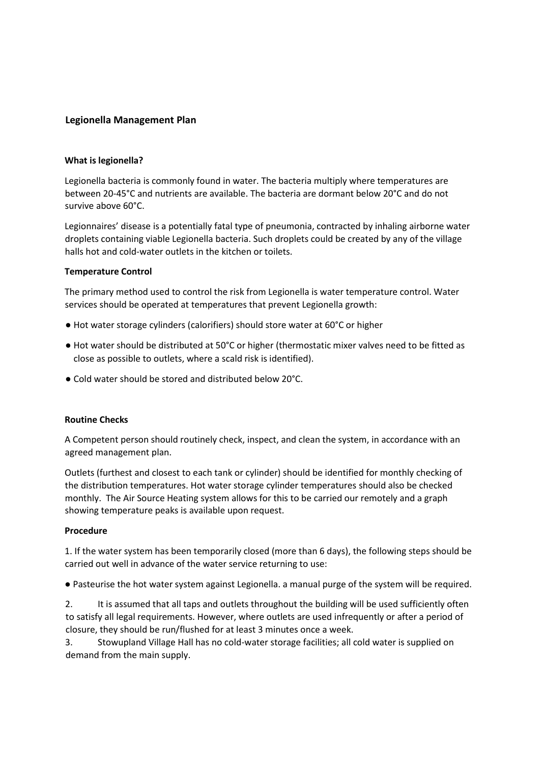## Legionella Management Plan

### What is legionella?

Legionella bacteria is commonly found in water. The bacteria multiply where temperatures are between 20-45°C and nutrients are available. The bacteria are dormant below 20°C and do not survive above 60°C.

Legionnaires' disease is a potentially fatal type of pneumonia, contracted by inhaling airborne water droplets containing viable Legionella bacteria. Such droplets could be created by any of the village halls hot and cold-water outlets in the kitchen or toilets.

### Temperature Control

The primary method used to control the risk from Legionella is water temperature control. Water services should be operated at temperatures that prevent Legionella growth:

- Hot water storage cylinders (calorifiers) should store water at 60°C or higher
- Hot water should be distributed at 50°C or higher (thermostatic mixer valves need to be fitted as close as possible to outlets, where a scald risk is identified).
- Cold water should be stored and distributed below 20°C.

### Routine Checks

A Competent person should routinely check, inspect, and clean the system, in accordance with an agreed management plan.

Outlets (furthest and closest to each tank or cylinder) should be identified for monthly checking of the distribution temperatures. Hot water storage cylinder temperatures should also be checked monthly. The Air Source Heating system allows for this to be carried our remotely and a graph showing temperature peaks is available upon request.

### Procedure

1. If the water system has been temporarily closed (more than 6 days), the following steps should be carried out well in advance of the water service returning to use:

- Pasteurise the hot water system against Legionella. a manual purge of the system will be required.

2. It is assumed that all taps and outlets throughout the building will be used sufficiently often to satisfy all legal requirements. However, where outlets are used infrequently or after a period of closure, they should be run/flushed for at least 3 minutes once a week.
3. Stowupland Village Hall has no cold-water storage facilities; all cold water is supplied on demand from the main supply.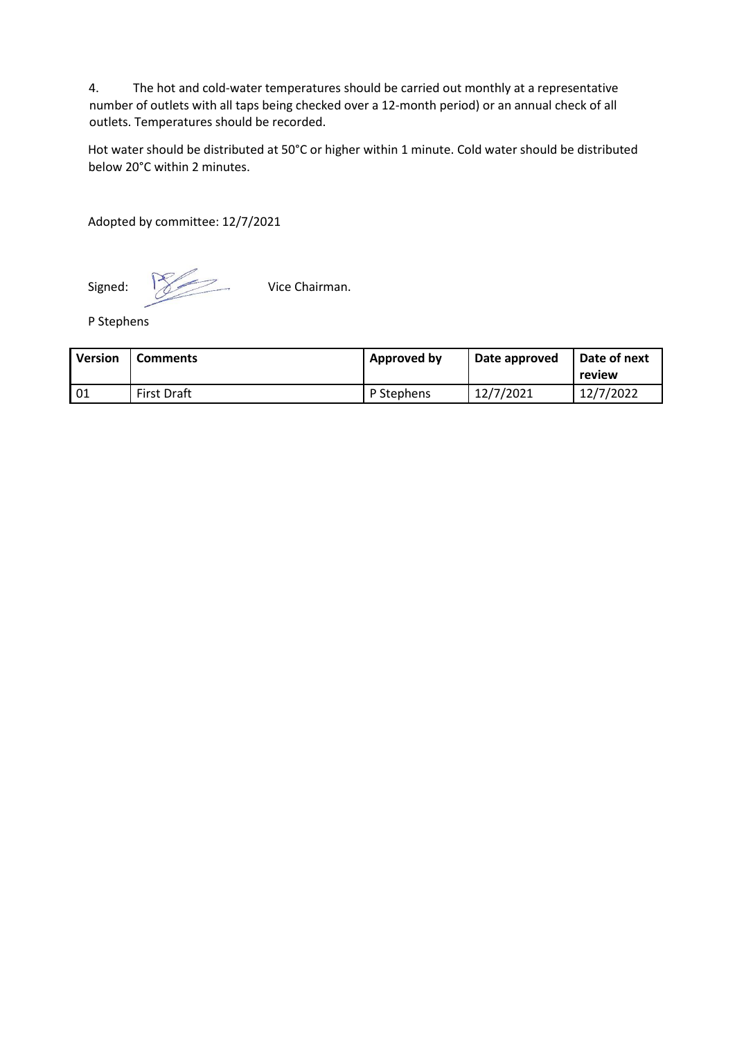4. The hot and cold-water temperatures should be carried out monthly at a representative number of outlets with all taps being checked over a 12-month period) or an annual check of all outlets. Temperatures should be recorded.

Hot water should be distributed at 50°C or higher within 1 minute. Cold water should be distributed below 20°C within 2 minutes.

Adopted by committee: 12/7/2021

Signed: Vice Chairman.

P Stephens

| Version | Comments | Approved by | Date approved | Date of next review |
|---|---|---|---|---|
| 01 | First Draft | P Stephens | 12/7/2021 | 12/7/2022 |